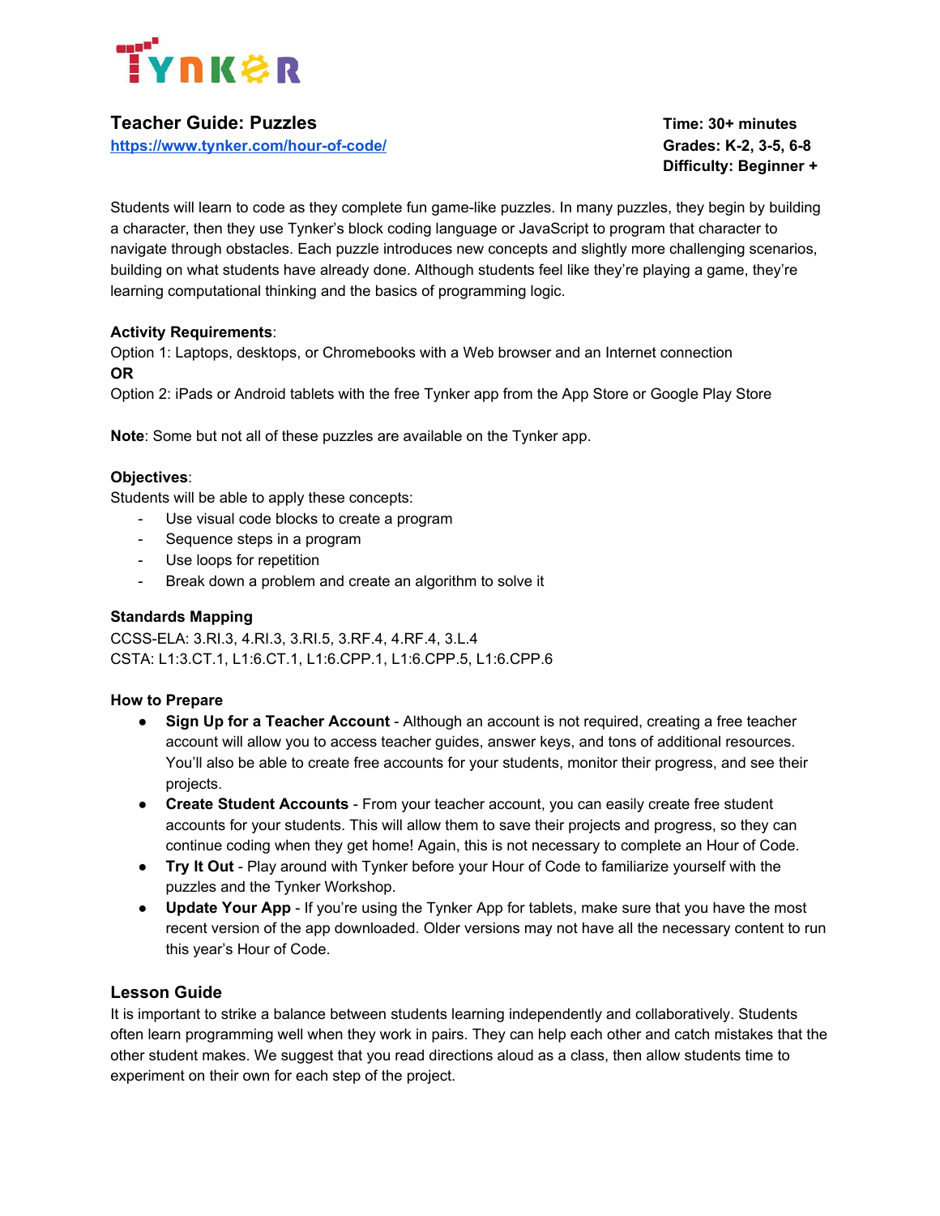# Teacher Guide: Puzzles

[https://www.tynker.com/hour-of-code/](https://www.tynker.com/hour-of-code/)

**Time: 30+ minutes**
**Grades: K-2, 3-5, 6-8**
**Difficulty: Beginner +**

Students will learn to code as they complete fun game-like puzzles. In many puzzles, they begin by building a character, then they use Tynker's block coding language or JavaScript to program that character to navigate through obstacles. Each puzzle introduces new concepts and slightly more challenging scenarios, building on what students have already done. Although students feel like they're playing a game, they're learning computational thinking and the basics of programming logic.

**Activity Requirements**:
Option 1: Laptops, desktops, or Chromebooks with a Web browser and an Internet connection
**OR**
Option 2: iPads or Android tablets with the free Tynker app from the App Store or Google Play Store

**Note**: Some but not all of these puzzles are available on the Tynker app.

**Objectives**:
Students will be able to apply these concepts:

- Use visual code blocks to create a program
- Sequence steps in a program
- Use loops for repetition
- Break down a problem and create an algorithm to solve it

**Standards Mapping**
CCSS-ELA: 3.RI.3, 4.RI.3, 3.RI.5, 3.RF.4, 4.RF.4, 3.L.4
CSTA: L1:3.CT.1, L1:6.CT.1, L1:6.CPP.1, L1:6.CPP.5, L1:6.CPP.6

**How to Prepare**

- **Sign Up for a Teacher Account** - Although an account is not required, creating a free teacher account will allow you to access teacher guides, answer keys, and tons of additional resources. You'll also be able to create free accounts for your students, monitor their progress, and see their projects.
- **Create Student Accounts** - From your teacher account, you can easily create free student accounts for your students. This will allow them to save their projects and progress, so they can continue coding when they get home! Again, this is not necessary to complete an Hour of Code.
- **Try It Out** - Play around with Tynker before your Hour of Code to familiarize yourself with the puzzles and the Tynker Workshop.
- **Update Your App** - If you're using the Tynker App for tablets, make sure that you have the most recent version of the app downloaded. Older versions may not have all the necessary content to run this year's Hour of Code.

## Lesson Guide

It is important to strike a balance between students learning independently and collaboratively. Students often learn programming well when they work in pairs. They can help each other and catch mistakes that the other student makes. We suggest that you read directions aloud as a class, then allow students time to experiment on their own for each step of the project.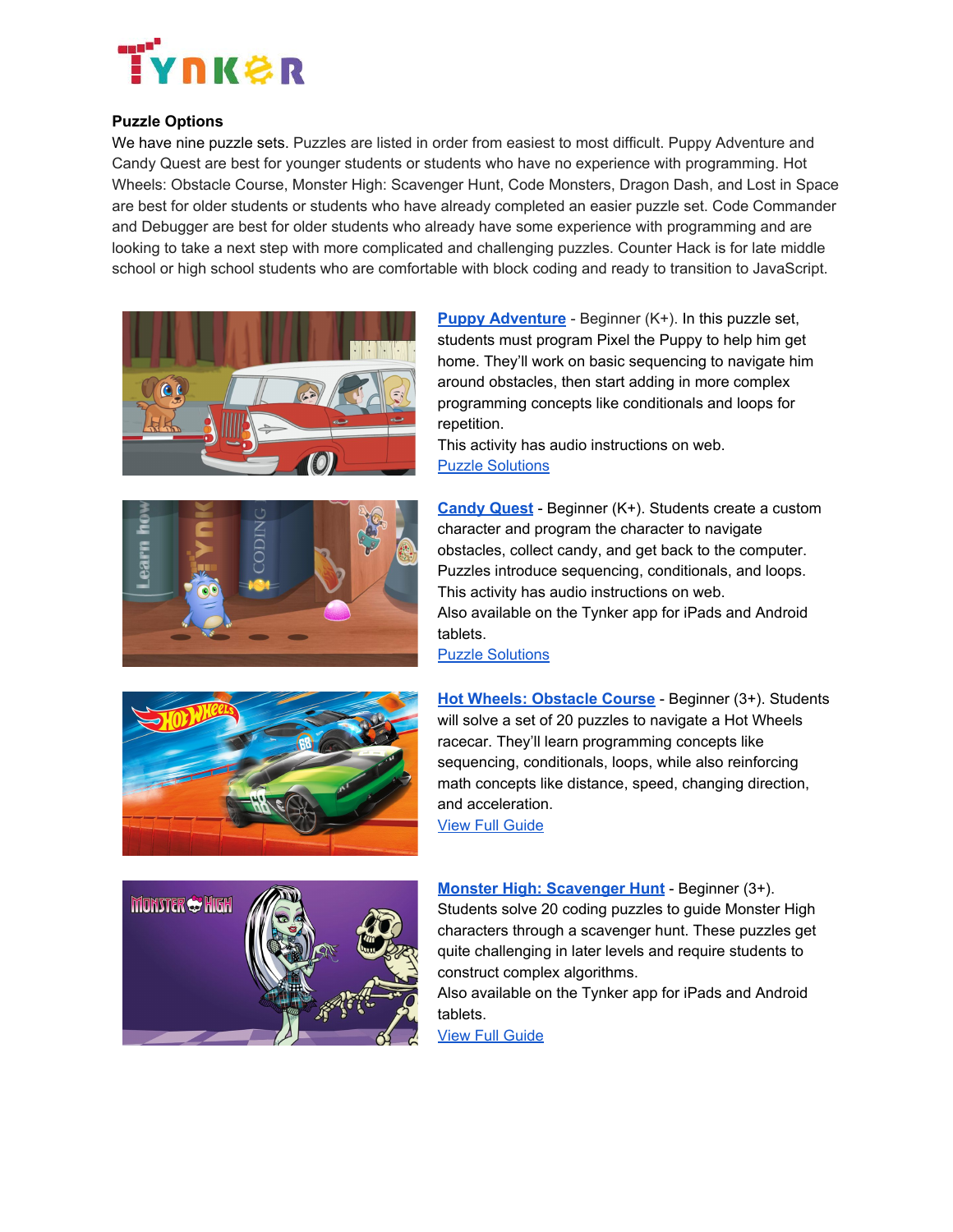**Puzzle Options**

We have nine puzzle sets. Puzzles are listed in order from easiest to most difficult. Puppy Adventure and Candy Quest are best for younger students or students who have no experience with programming. Hot Wheels: Obstacle Course, Monster High: Scavenger Hunt, Code Monsters, Dragon Dash, and Lost in Space are best for older students or students who have already completed an easier puzzle set. Code Commander and Debugger are best for older students who already have some experience with programming and are looking to take a next step with more complicated and challenging puzzles. Counter Hack is for late middle school or high school students who are comfortable with block coding and ready to transition to JavaScript.

**Puppy Adventure** - Beginner (K+). In this puzzle set, students must program Pixel the Puppy to help him get home. They'll work on basic sequencing to navigate him around obstacles, then start adding in more complex programming concepts like conditionals and loops for repetition.
This activity has audio instructions on web.
Puzzle Solutions

**Candy Quest** - Beginner (K+). Students create a custom character and program the character to navigate obstacles, collect candy, and get back to the computer. Puzzles introduce sequencing, conditionals, and loops.
This activity has audio instructions on web.
Also available on the Tynker app for iPads and Android tablets.
Puzzle Solutions

**Hot Wheels: Obstacle Course** - Beginner (3+). Students will solve a set of 20 puzzles to navigate a Hot Wheels racecar. They'll learn programming concepts like sequencing, conditionals, loops, while also reinforcing math concepts like distance, speed, changing direction, and acceleration.
View Full Guide

**Monster High: Scavenger Hunt** - Beginner (3+). Students solve 20 coding puzzles to guide Monster High characters through a scavenger hunt. These puzzles get quite challenging in later levels and require students to construct complex algorithms.
Also available on the Tynker app for iPads and Android tablets.
View Full Guide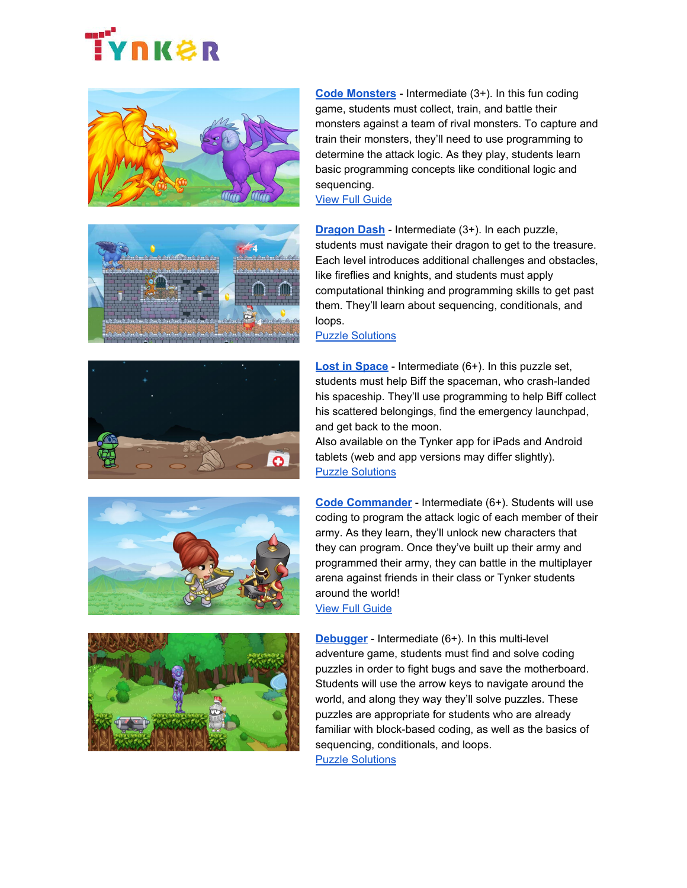**Code Monsters** - Intermediate (3+). In this fun coding game, students must collect, train, and battle their monsters against a team of rival monsters. To capture and train their monsters, they'll need to use programming to determine the attack logic. As they play, students learn basic programming concepts like conditional logic and sequencing.
View Full Guide

**Dragon Dash** - Intermediate (3+). In each puzzle, students must navigate their dragon to get to the treasure. Each level introduces additional challenges and obstacles, like fireflies and knights, and students must apply computational thinking and programming skills to get past them. They'll learn about sequencing, conditionals, and loops.
Puzzle Solutions

**Lost in Space** - Intermediate (6+). In this puzzle set, students must help Biff the spaceman, who crash-landed his spaceship. They'll use programming to help Biff collect his scattered belongings, find the emergency launchpad, and get back to the moon.
Also available on the Tynker app for iPads and Android tablets (web and app versions may differ slightly).
Puzzle Solutions

**Code Commander** - Intermediate (6+). Students will use coding to program the attack logic of each member of their army. As they learn, they'll unlock new characters that they can program. Once they've built up their army and programmed their army, they can battle in the multiplayer arena against friends in their class or Tynker students around the world!
View Full Guide

**Debugger** - Intermediate (6+). In this multi-level adventure game, students must find and solve coding puzzles in order to fight bugs and save the motherboard. Students will use the arrow keys to navigate around the world, and along they way they'll solve puzzles. These puzzles are appropriate for students who are already familiar with block-based coding, as well as the basics of sequencing, conditionals, and loops.
Puzzle Solutions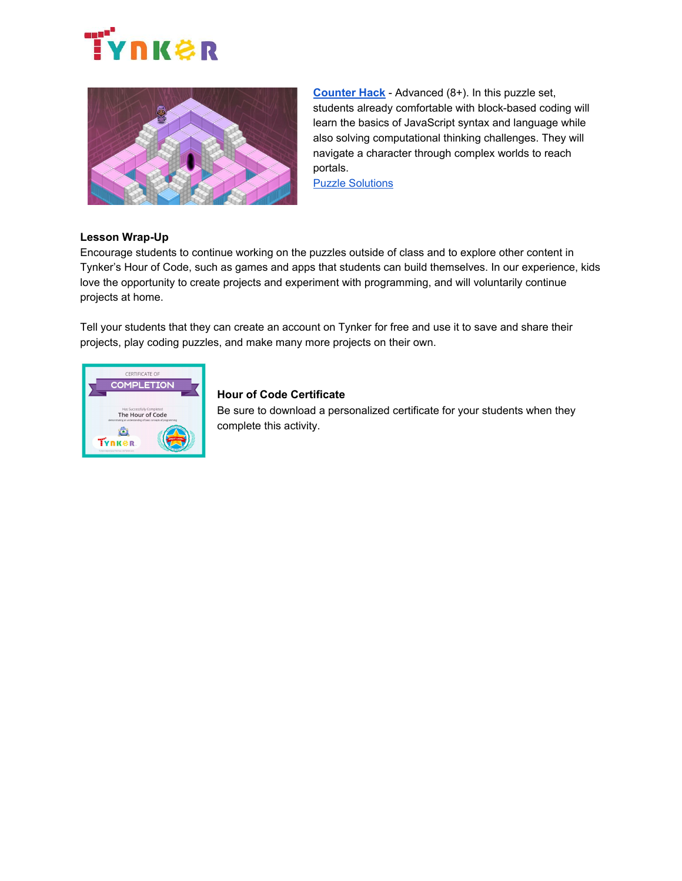**Counter Hack** - Advanced (8+). In this puzzle set, students already comfortable with block-based coding will learn the basics of JavaScript syntax and language while also solving computational thinking challenges. They will navigate a character through complex worlds to reach portals.
Puzzle Solutions

**Lesson Wrap-Up**

Encourage students to continue working on the puzzles outside of class and to explore other content in Tynker's Hour of Code, such as games and apps that students can build themselves. In our experience, kids love the opportunity to create projects and experiment with programming, and will voluntarily continue projects at home.

Tell your students that they can create an account on Tynker for free and use it to save and share their projects, play coding puzzles, and make many more projects on their own.

**Hour of Code Certificate**

Be sure to download a personalized certificate for your students when they complete this activity.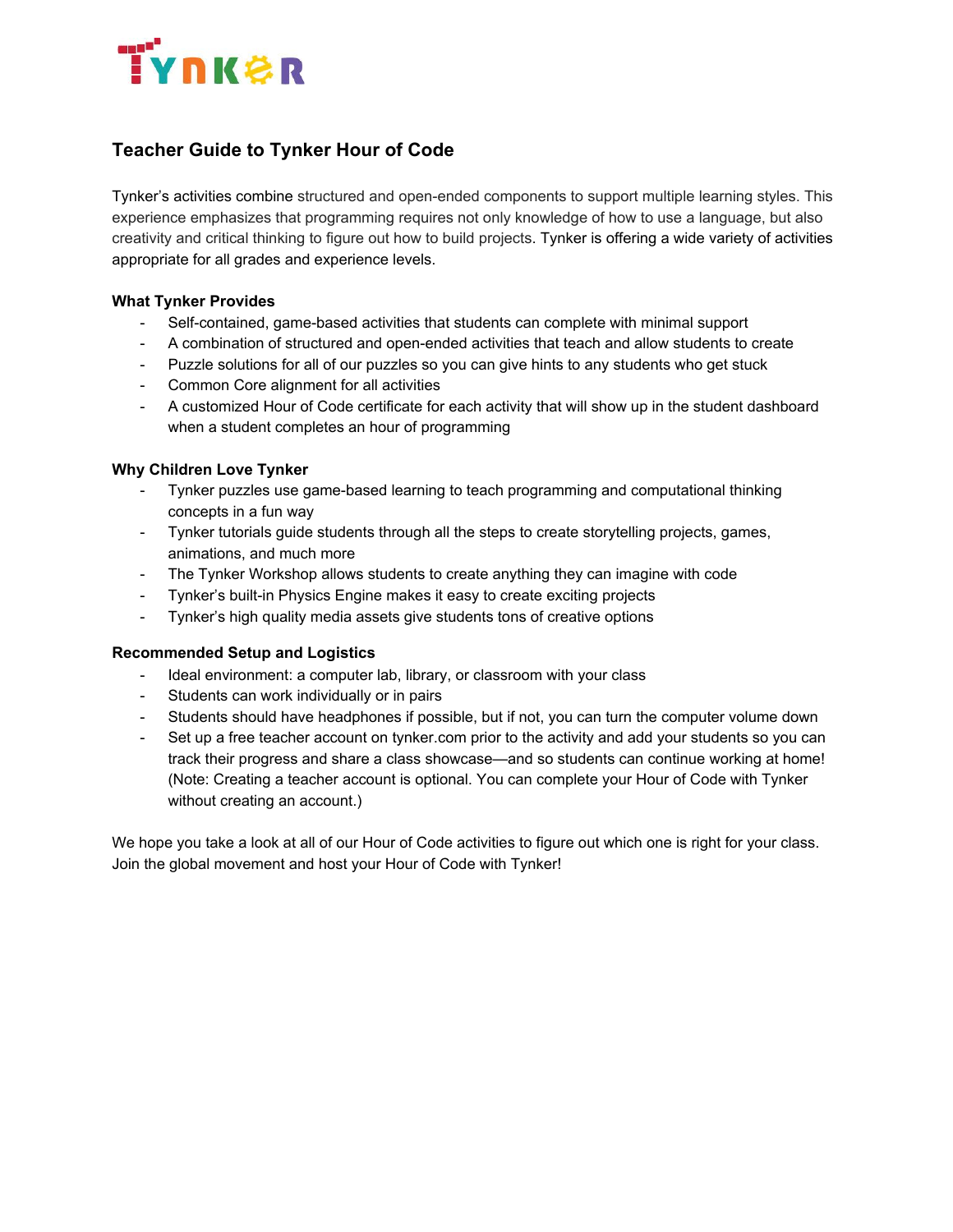# Teacher Guide to Tynker Hour of Code

Tynker's activities combine structured and open-ended components to support multiple learning styles. This experience emphasizes that programming requires not only knowledge of how to use a language, but also creativity and critical thinking to figure out how to build projects. Tynker is offering a wide variety of activities appropriate for all grades and experience levels.

### What Tynker Provides

- Self-contained, game-based activities that students can complete with minimal support
- A combination of structured and open-ended activities that teach and allow students to create
- Puzzle solutions for all of our puzzles so you can give hints to any students who get stuck
- Common Core alignment for all activities
- A customized Hour of Code certificate for each activity that will show up in the student dashboard when a student completes an hour of programming

### Why Children Love Tynker

- Tynker puzzles use game-based learning to teach programming and computational thinking concepts in a fun way
- Tynker tutorials guide students through all the steps to create storytelling projects, games, animations, and much more
- The Tynker Workshop allows students to create anything they can imagine with code
- Tynker's built-in Physics Engine makes it easy to create exciting projects
- Tynker's high quality media assets give students tons of creative options

### Recommended Setup and Logistics

- Ideal environment: a computer lab, library, or classroom with your class
- Students can work individually or in pairs
- Students should have headphones if possible, but if not, you can turn the computer volume down
- Set up a free teacher account on tynker.com prior to the activity and add your students so you can track their progress and share a class showcase—and so students can continue working at home! (Note: Creating a teacher account is optional. You can complete your Hour of Code with Tynker without creating an account.)

We hope you take a look at all of our Hour of Code activities to figure out which one is right for your class. Join the global movement and host your Hour of Code with Tynker!